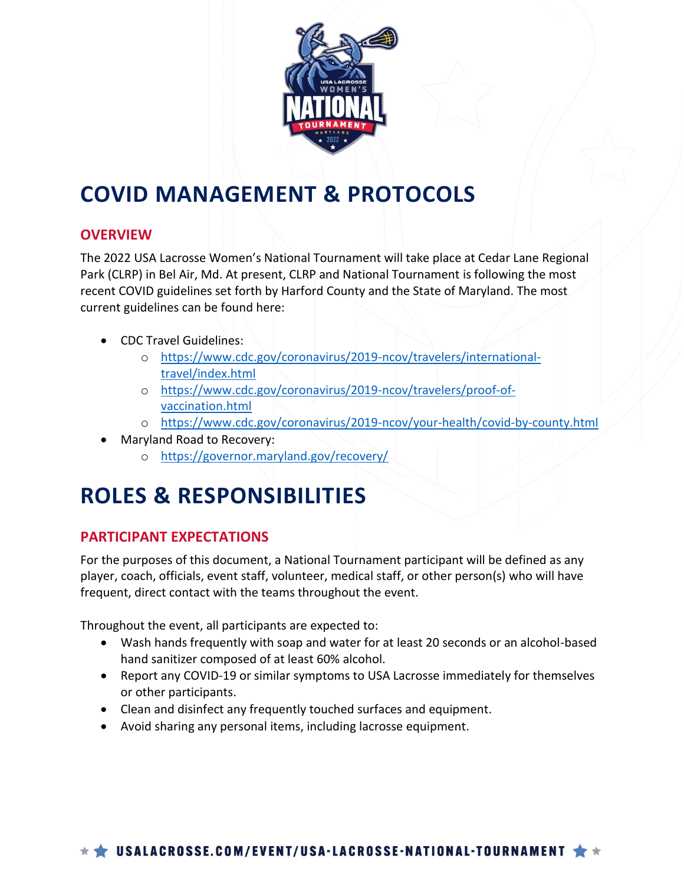# COVID MANAGEMENT & PROTOCOLS

## OVERVIEW

The 2022 USA Lacrosse Women's National Tournament will take place at Cedar Lane Regional Park (CLRP) in Bel Air, Md. At present, CLRP and National Tournament is following the most recent COVID guidelines set forth by Harford County and the State of Maryland. The most current guidelines can be found here:

- CDC Travel Guidelines:
  - https://www.cdc.gov/coronavirus/2019-ncov/travelers/international-travel/index.html
  - https://www.cdc.gov/coronavirus/2019-ncov/travelers/proof-of-vaccination.html
  - https://www.cdc.gov/coronavirus/2019-ncov/your-health/covid-by-county.html
- Maryland Road to Recovery:
  - https://governor.maryland.gov/recovery/

# ROLES & RESPONSIBILITIES

## PARTICIPANT EXPECTATIONS

For the purposes of this document, a National Tournament participant will be defined as any player, coach, officials, event staff, volunteer, medical staff, or other person(s) who will have frequent, direct contact with the teams throughout the event.

Throughout the event, all participants are expected to:

- Wash hands frequently with soap and water for at least 20 seconds or an alcohol-based hand sanitizer composed of at least 60% alcohol.
- Report any COVID-19 or similar symptoms to USA Lacrosse immediately for themselves or other participants.
- Clean and disinfect any frequently touched surfaces and equipment.
- Avoid sharing any personal items, including lacrosse equipment.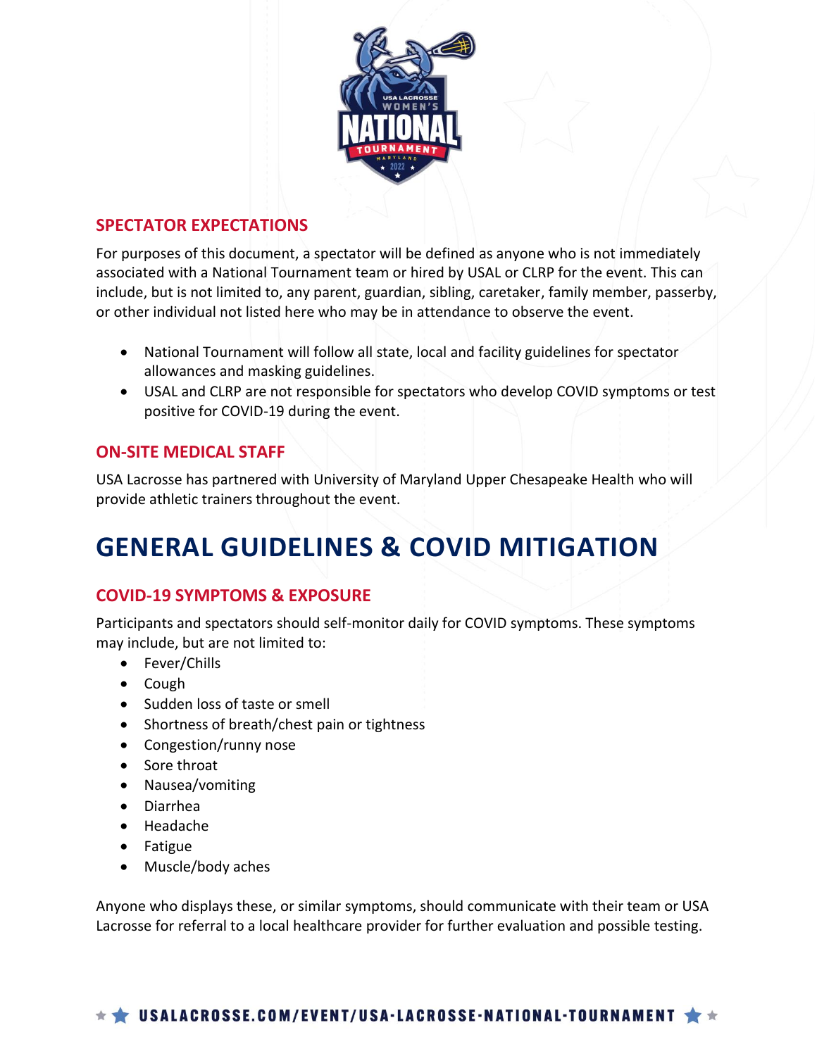## SPECTATOR EXPECTATIONS

For purposes of this document, a spectator will be defined as anyone who is not immediately associated with a National Tournament team or hired by USAL or CLRP for the event. This can include, but is not limited to, any parent, guardian, sibling, caretaker, family member, passerby, or other individual not listed here who may be in attendance to observe the event.

- National Tournament will follow all state, local and facility guidelines for spectator allowances and masking guidelines.
- USAL and CLRP are not responsible for spectators who develop COVID symptoms or test positive for COVID-19 during the event.

## ON-SITE MEDICAL STAFF

USA Lacrosse has partnered with University of Maryland Upper Chesapeake Health who will provide athletic trainers throughout the event.

# GENERAL GUIDELINES & COVID MITIGATION

## COVID-19 SYMPTOMS & EXPOSURE

Participants and spectators should self-monitor daily for COVID symptoms. These symptoms may include, but are not limited to:

- Fever/Chills
- Cough
- Sudden loss of taste or smell
- Shortness of breath/chest pain or tightness
- Congestion/runny nose
- Sore throat
- Nausea/vomiting
- Diarrhea
- Headache
- Fatigue
- Muscle/body aches

Anyone who displays these, or similar symptoms, should communicate with their team or USA Lacrosse for referral to a local healthcare provider for further evaluation and possible testing.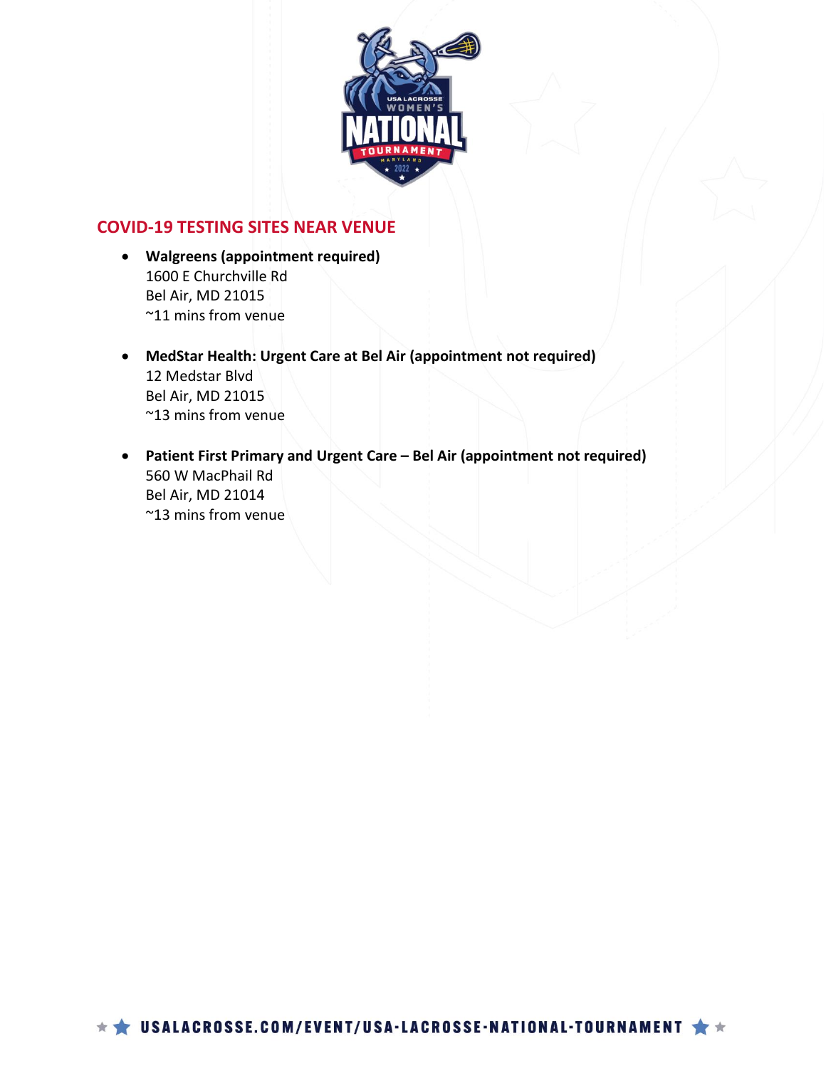## COVID-19 TESTING SITES NEAR VENUE

- **Walgreens (appointment required)**
  1600 E Churchville Rd
  Bel Air, MD 21015
  ~11 mins from venue

- **MedStar Health: Urgent Care at Bel Air (appointment not required)**
  12 Medstar Blvd
  Bel Air, MD 21015
  ~13 mins from venue

- **Patient First Primary and Urgent Care – Bel Air (appointment not required)**
  560 W MacPhail Rd
  Bel Air, MD 21014
  ~13 mins from venue